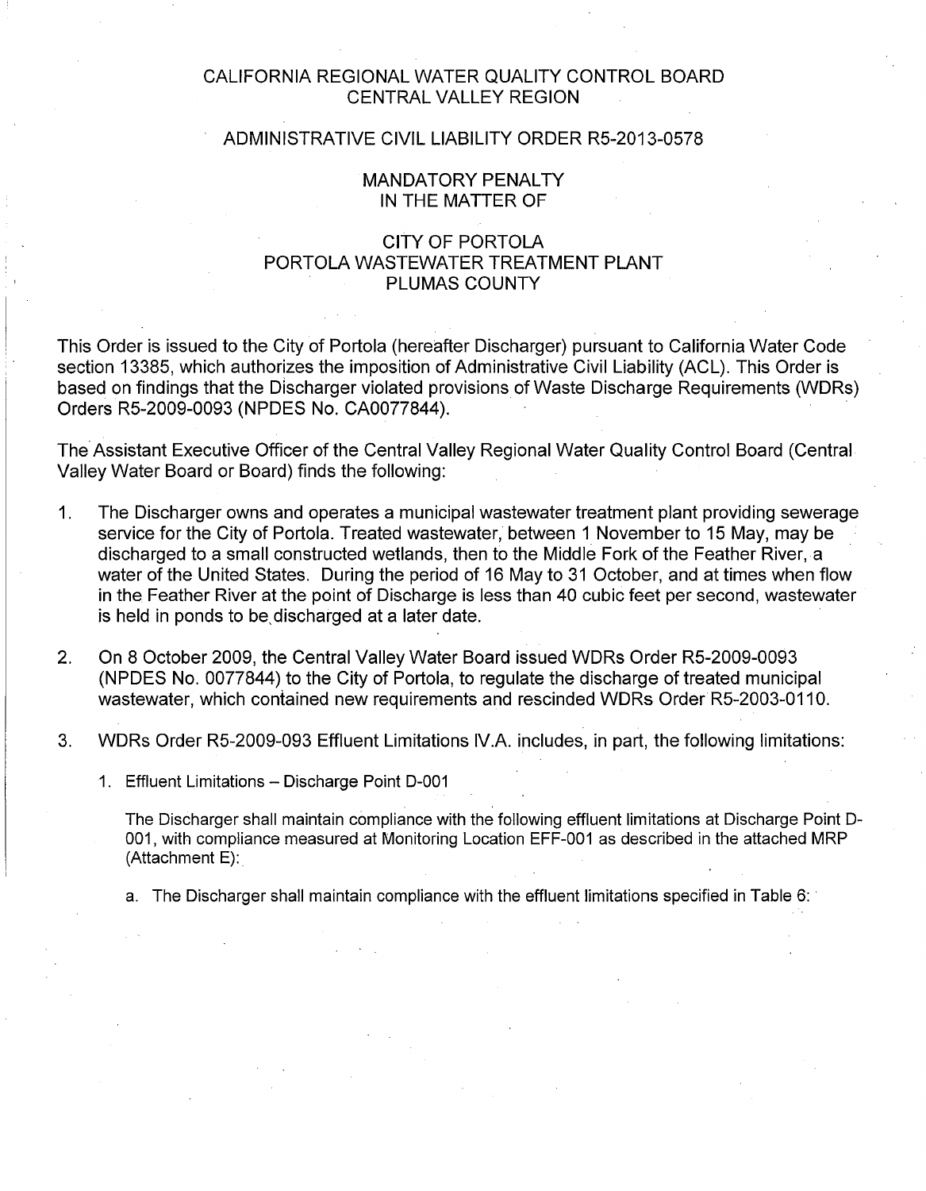CALIFORNIA REGIONAL WATER QUALITY CONTROL BOARD
CENTRAL VALLEY REGION

ADMINISTRATIVE CIVIL LIABILITY ORDER R5-2013-0578

MANDATORY PENALTY
IN THE MATTER OF

CITY OF PORTOLA
PORTOLA WASTEWATER TREATMENT PLANT
PLUMAS COUNTY

This Order is issued to the City of Portola (hereafter Discharger) pursuant to California Water Code section 13385, which authorizes the imposition of Administrative Civil Liability (ACL). This Order is based on findings that the Discharger violated provisions of Waste Discharge Requirements (WDRs) Orders R5-2009-0093 (NPDES No. CA0077844).

The Assistant Executive Officer of the Central Valley Regional Water Quality Control Board (Central Valley Water Board or Board) finds the following:

1. The Discharger owns and operates a municipal wastewater treatment plant providing sewerage service for the City of Portola. Treated wastewater, between 1 November to 15 May, may be discharged to a small constructed wetlands, then to the Middle Fork of the Feather River, a water of the United States. During the period of 16 May to 31 October, and at times when flow in the Feather River at the point of Discharge is less than 40 cubic feet per second, wastewater is held in ponds to be discharged at a later date.

2. On 8 October 2009, the Central Valley Water Board issued WDRs Order R5-2009-0093 (NPDES No. 0077844) to the City of Portola, to regulate the discharge of treated municipal wastewater, which contained new requirements and rescinded WDRs Order R5-2003-0110.

3. WDRs Order R5-2009-093 Effluent Limitations IV.A. includes, in part, the following limitations:

   1. Effluent Limitations – Discharge Point D-001

      The Discharger shall maintain compliance with the following effluent limitations at Discharge Point D-001, with compliance measured at Monitoring Location EFF-001 as described in the attached MRP (Attachment E):

      a. The Discharger shall maintain compliance with the effluent limitations specified in Table 6: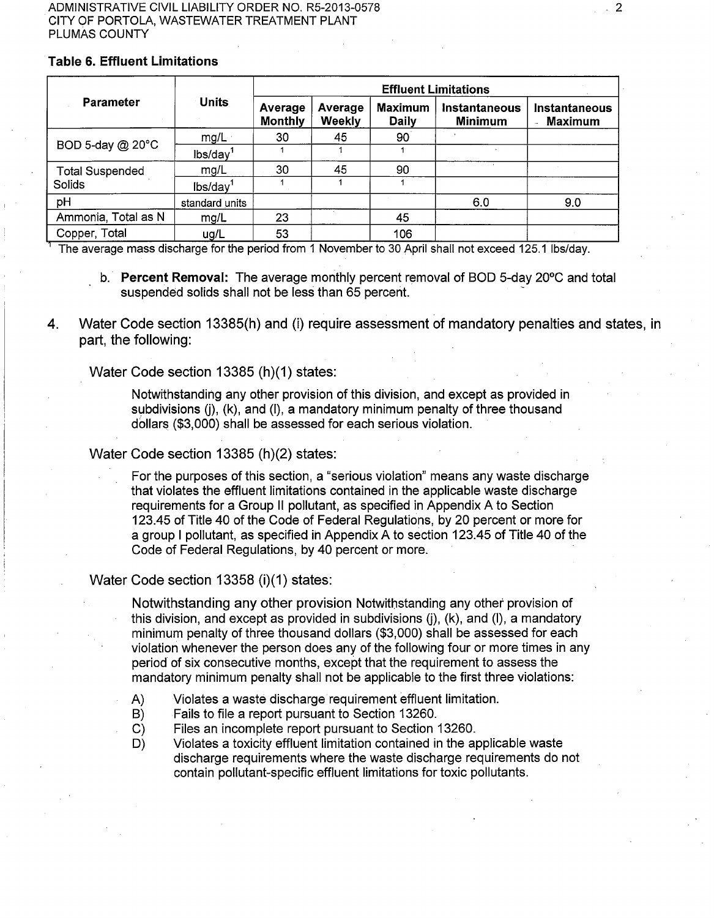**Table 6. Effluent Limitations**

| Parameter | Units | Effluent Limitations | | | | |
|---|---|---|---|---|---|---|
| | | Average Monthly | Average Weekly | Maximum Daily | Instantaneous Minimum | Instantaneous Maximum |
| BOD 5-day @ 20°C | mg/L | 30 | 45 | 90 | | |
| | lbs/day[1] | 1 | 1 | 1 | | |
| Total Suspended Solids | mg/L | 30 | 45 | 90 | | |
| | lbs/day[1] | 1 | 1 | 1 | | |
| pH | standard units | | | | 6.0 | 9.0 |
| Ammonia, Total as N | mg/L | 23 | | 45 | | |
| Copper, Total | ug/L | 53 | | 106 | | |

[1] The average mass discharge for the period from 1 November to 30 April shall not exceed 125.1 lbs/day.

b. **Percent Removal:** The average monthly percent removal of BOD 5-day 20ºC and total suspended solids shall not be less than 65 percent.

4. Water Code section 13385(h) and (i) require assessment of mandatory penalties and states, in part, the following:

   Water Code section 13385 (h)(1) states:

   > Notwithstanding any other provision of this division, and except as provided in subdivisions (j), (k), and (l), a mandatory minimum penalty of three thousand dollars ($3,000) shall be assessed for each serious violation.

   Water Code section 13385 (h)(2) states:

   > For the purposes of this section, a "serious violation" means any waste discharge that violates the effluent limitations contained in the applicable waste discharge requirements for a Group II pollutant, as specified in Appendix A to Section 123.45 of Title 40 of the Code of Federal Regulations, by 20 percent or more for a group I pollutant, as specified in Appendix A to section 123.45 of Title 40 of the Code of Federal Regulations, by 40 percent or more.

   Water Code section 13358 (i)(1) states:

   > Notwithstanding any other provision Notwithstanding any other provision of this division, and except as provided in subdivisions (j), (k), and (l), a mandatory minimum penalty of three thousand dollars ($3,000) shall be assessed for each violation whenever the person does any of the following four or more times in any period of six consecutive months, except that the requirement to assess the mandatory minimum penalty shall not be applicable to the first three violations:
   >
   > A) Violates a waste discharge requirement effluent limitation.
   > B) Fails to file a report pursuant to Section 13260.
   > C) Files an incomplete report pursuant to Section 13260.
   > D) Violates a toxicity effluent limitation contained in the applicable waste discharge requirements where the waste discharge requirements do not contain pollutant-specific effluent limitations for toxic pollutants.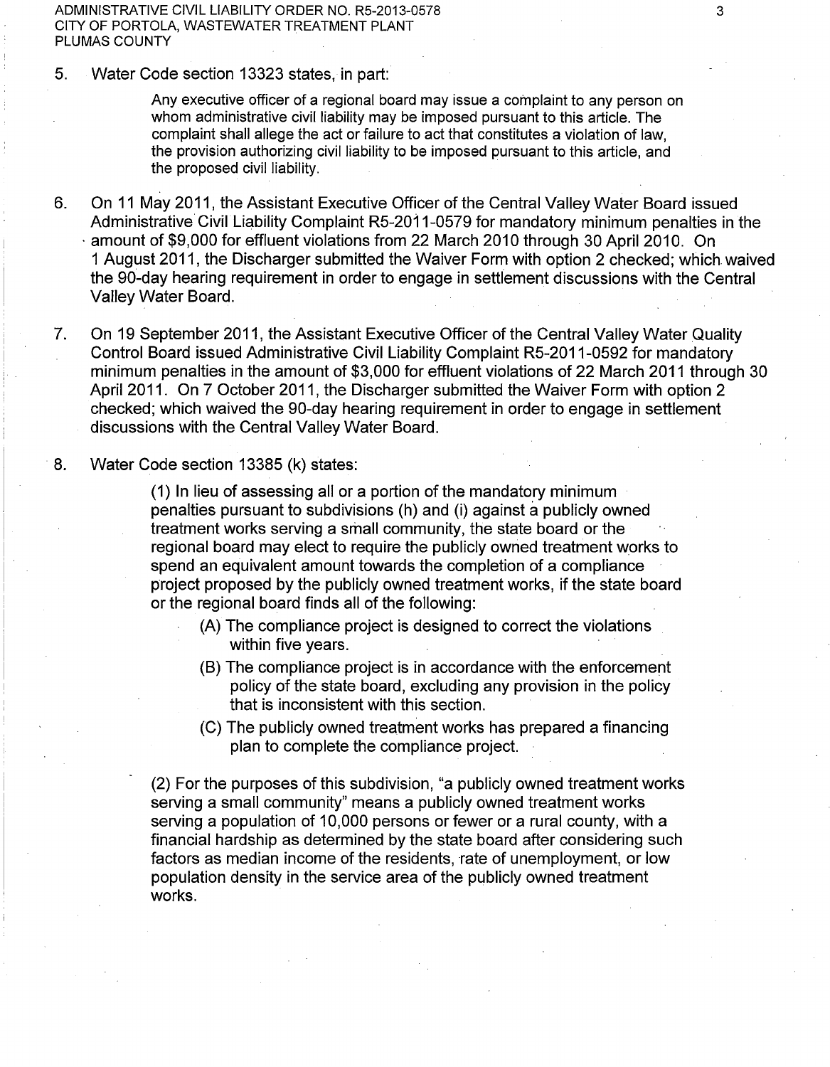5. Water Code section 13323 states, in part:

   > Any executive officer of a regional board may issue a complaint to any person on whom administrative civil liability may be imposed pursuant to this article. The complaint shall allege the act or failure to act that constitutes a violation of law, the provision authorizing civil liability to be imposed pursuant to this article, and the proposed civil liability.

6. On 11 May 2011, the Assistant Executive Officer of the Central Valley Water Board issued Administrative Civil Liability Complaint R5-2011-0579 for mandatory minimum penalties in the amount of $9,000 for effluent violations from 22 March 2010 through 30 April 2010. On 1 August 2011, the Discharger submitted the Waiver Form with option 2 checked; which waived the 90-day hearing requirement in order to engage in settlement discussions with the Central Valley Water Board.

7. On 19 September 2011, the Assistant Executive Officer of the Central Valley Water Quality Control Board issued Administrative Civil Liability Complaint R5-2011-0592 for mandatory minimum penalties in the amount of $3,000 for effluent violations of 22 March 2011 through 30 April 2011. On 7 October 2011, the Discharger submitted the Waiver Form with option 2 checked; which waived the 90-day hearing requirement in order to engage in settlement discussions with the Central Valley Water Board.

8. Water Code section 13385 (k) states:

   > (1) In lieu of assessing all or a portion of the mandatory minimum penalties pursuant to subdivisions (h) and (i) against a publicly owned treatment works serving a small community, the state board or the regional board may elect to require the publicly owned treatment works to spend an equivalent amount towards the completion of a compliance project proposed by the publicly owned treatment works, if the state board or the regional board finds all of the following:
   >
   > (A) The compliance project is designed to correct the violations within five years.
   >
   > (B) The compliance project is in accordance with the enforcement policy of the state board, excluding any provision in the policy that is inconsistent with this section.
   >
   > (C) The publicly owned treatment works has prepared a financing plan to complete the compliance project.
   >
   > (2) For the purposes of this subdivision, "a publicly owned treatment works serving a small community" means a publicly owned treatment works serving a population of 10,000 persons or fewer or a rural county, with a financial hardship as determined by the state board after considering such factors as median income of the residents, rate of unemployment, or low population density in the service area of the publicly owned treatment works.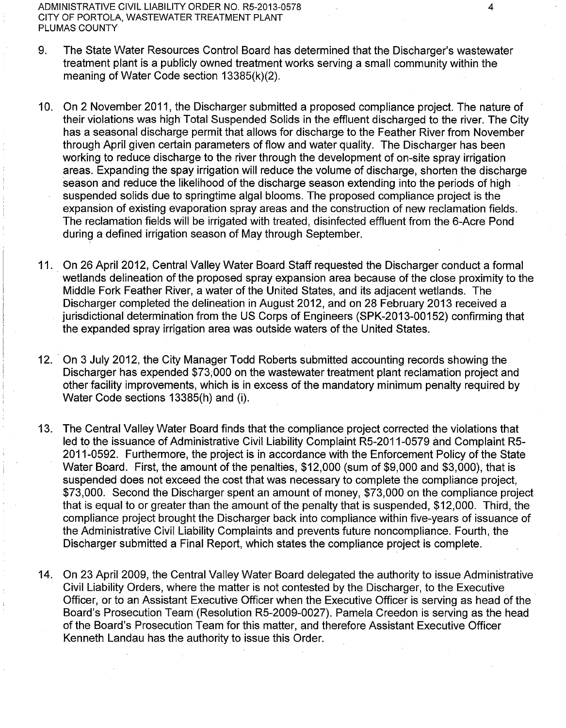9. The State Water Resources Control Board has determined that the Discharger's wastewater treatment plant is a publicly owned treatment works serving a small community within the meaning of Water Code section 13385(k)(2).

10. On 2 November 2011, the Discharger submitted a proposed compliance project. The nature of their violations was high Total Suspended Solids in the effluent discharged to the river. The City has a seasonal discharge permit that allows for discharge to the Feather River from November through April given certain parameters of flow and water quality. The Discharger has been working to reduce discharge to the river through the development of on-site spray irrigation areas. Expanding the spay irrigation will reduce the volume of discharge, shorten the discharge season and reduce the likelihood of the discharge season extending into the periods of high suspended solids due to springtime algal blooms. The proposed compliance project is the expansion of existing evaporation spray areas and the construction of new reclamation fields. The reclamation fields will be irrigated with treated, disinfected effluent from the 6-Acre Pond during a defined irrigation season of May through September.

11. On 26 April 2012, Central Valley Water Board Staff requested the Discharger conduct a formal wetlands delineation of the proposed spray expansion area because of the close proximity to the Middle Fork Feather River, a water of the United States, and its adjacent wetlands. The Discharger completed the delineation in August 2012, and on 28 February 2013 received a jurisdictional determination from the US Corps of Engineers (SPK-2013-00152) confirming that the expanded spray irrigation area was outside waters of the United States.

12. On 3 July 2012, the City Manager Todd Roberts submitted accounting records showing the Discharger has expended $73,000 on the wastewater treatment plant reclamation project and other facility improvements, which is in excess of the mandatory minimum penalty required by Water Code sections 13385(h) and (i).

13. The Central Valley Water Board finds that the compliance project corrected the violations that led to the issuance of Administrative Civil Liability Complaint R5-2011-0579 and Complaint R5-2011-0592. Furthermore, the project is in accordance with the Enforcement Policy of the State Water Board. First, the amount of the penalties, $12,000 (sum of $9,000 and $3,000), that is suspended does not exceed the cost that was necessary to complete the compliance project, $73,000. Second the Discharger spent an amount of money, $73,000 on the compliance project that is equal to or greater than the amount of the penalty that is suspended, $12,000. Third, the compliance project brought the Discharger back into compliance within five-years of issuance of the Administrative Civil Liability Complaints and prevents future noncompliance. Fourth, the Discharger submitted a Final Report, which states the compliance project is complete.

14. On 23 April 2009, the Central Valley Water Board delegated the authority to issue Administrative Civil Liability Orders, where the matter is not contested by the Discharger, to the Executive Officer, or to an Assistant Executive Officer when the Executive Officer is serving as head of the Board's Prosecution Team (Resolution R5-2009-0027). Pamela Creedon is serving as the head of the Board's Prosecution Team for this matter, and therefore Assistant Executive Officer Kenneth Landau has the authority to issue this Order.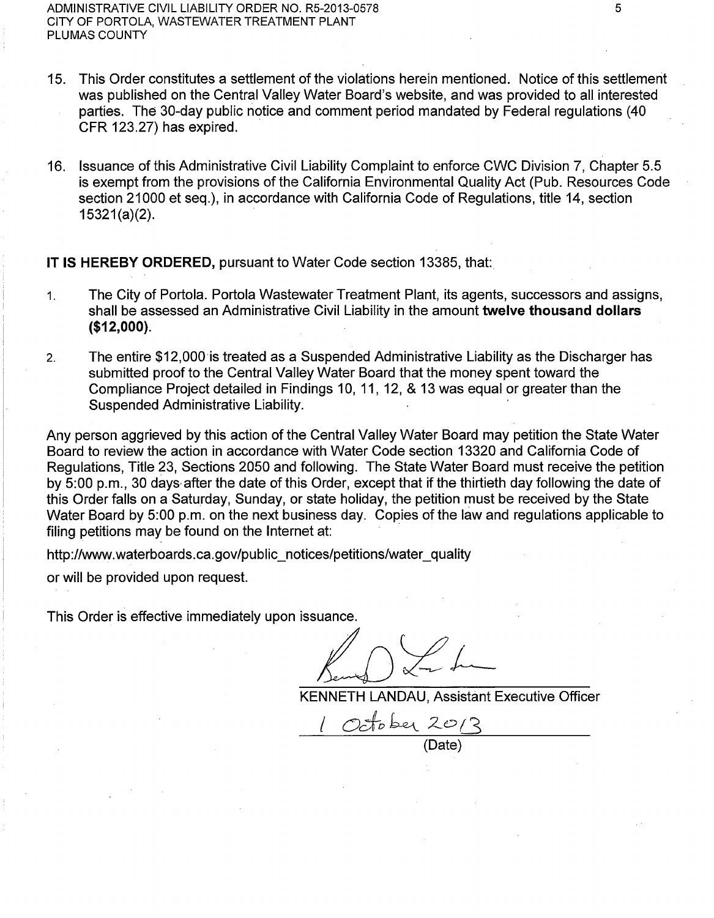15. This Order constitutes a settlement of the violations herein mentioned. Notice of this settlement was published on the Central Valley Water Board's website, and was provided to all interested parties. The 30-day public notice and comment period mandated by Federal regulations (40 CFR 123.27) has expired.

16. Issuance of this Administrative Civil Liability Complaint to enforce CWC Division 7, Chapter 5.5 is exempt from the provisions of the California Environmental Quality Act (Pub. Resources Code section 21000 et seq.), in accordance with California Code of Regulations, title 14, section 15321(a)(2).

**IT IS HEREBY ORDERED,** pursuant to Water Code section 13385, that:

1. The City of Portola. Portola Wastewater Treatment Plant, its agents, successors and assigns, shall be assessed an Administrative Civil Liability in the amount **twelve thousand dollars ($12,000)**.

2. The entire $12,000 is treated as a Suspended Administrative Liability as the Discharger has submitted proof to the Central Valley Water Board that the money spent toward the Compliance Project detailed in Findings 10, 11, 12, & 13 was equal or greater than the Suspended Administrative Liability.

Any person aggrieved by this action of the Central Valley Water Board may petition the State Water Board to review the action in accordance with Water Code section 13320 and California Code of Regulations, Title 23, Sections 2050 and following. The State Water Board must receive the petition by 5:00 p.m., 30 days after the date of this Order, except that if the thirtieth day following the date of this Order falls on a Saturday, Sunday, or state holiday, the petition must be received by the State Water Board by 5:00 p.m. on the next business day. Copies of the law and regulations applicable to filing petitions may be found on the Internet at:

http://www.waterboards.ca.gov/public_notices/petitions/water_quality

or will be provided upon request.

This Order is effective immediately upon issuance.

KENNETH LANDAU, Assistant Executive Officer

1 October 2013

(Date)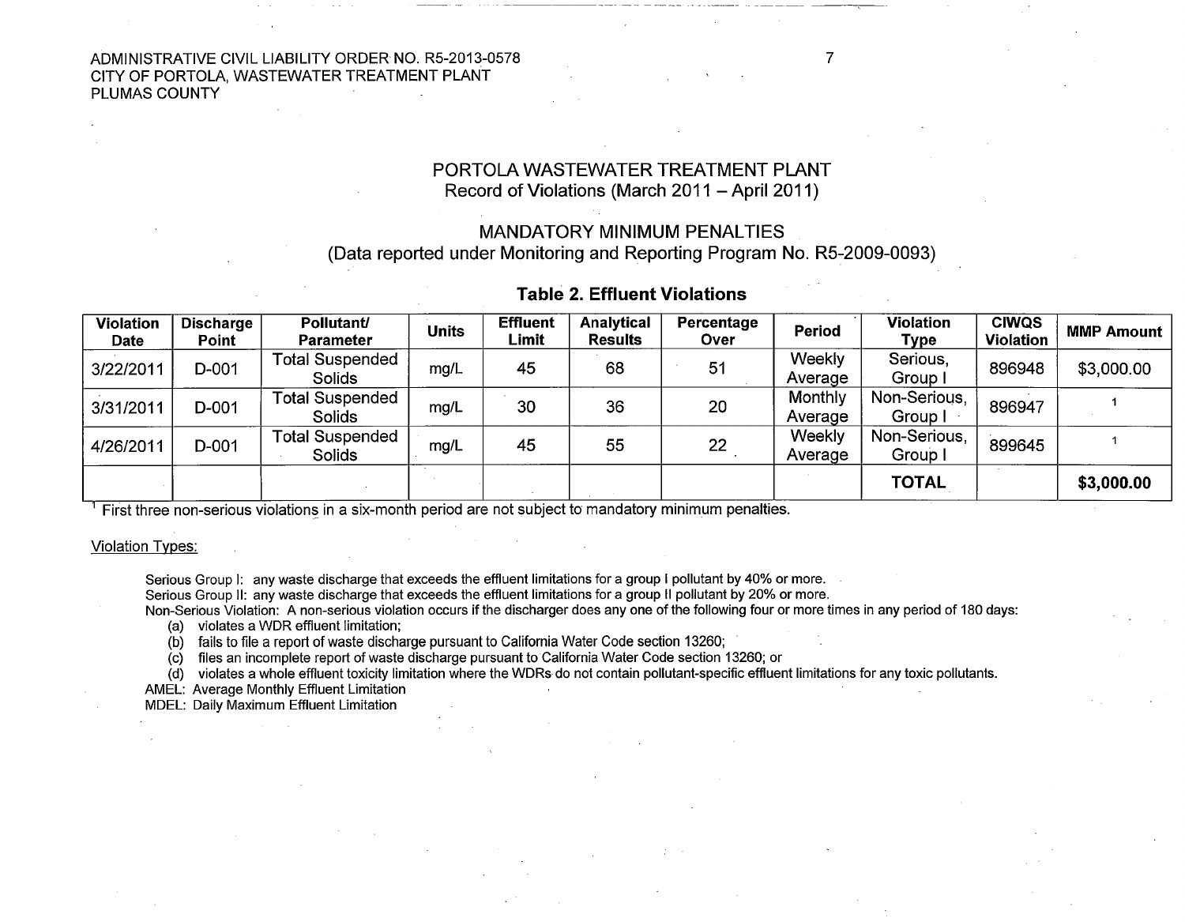## PORTOLA WASTEWATER TREATMENT PLANT

Record of Violations (March 2011 – April 2011)

## MANDATORY MINIMUM PENALTIES

(Data reported under Monitoring and Reporting Program No. R5-2009-0093)

### Table 2. Effluent Violations

| Violation Date | Discharge Point | Pollutant/ Parameter | Units | Effluent Limit | Analytical Results | Percentage Over | Period | Violation Type | CIWQS Violation | MMP Amount |
|---|---|---|---|---|---|---|---|---|---|---|
| 3/22/2011 | D-001 | Total Suspended Solids | mg/L | 45 | 68 | 51 | Weekly Average | Serious, Group I | 896948 | $3,000.00 |
| 3/31/2011 | D-001 | Total Suspended Solids | mg/L | 30 | 36 | 20 | Monthly Average | Non-Serious, Group I | 896947 | [1] |
| 4/26/2011 | D-001 | Total Suspended Solids | mg/L | 45 | 55 | 22 | Weekly Average | Non-Serious, Group I | 899645 | [1] |
| | | | | | | | | **TOTAL** | | **$3,000.00** |

[1] First three non-serious violations in a six-month period are not subject to mandatory minimum penalties.

Violation Types:

Serious Group I: any waste discharge that exceeds the effluent limitations for a group I pollutant by 40% or more.
Serious Group II: any waste discharge that exceeds the effluent limitations for a group II pollutant by 20% or more.
Non-Serious Violation: A non-serious violation occurs if the discharger does any one of the following four or more times in any period of 180 days:

(a) violates a WDR effluent limitation;
(b) fails to file a report of waste discharge pursuant to California Water Code section 13260;
(c) files an incomplete report of waste discharge pursuant to California Water Code section 13260; or
(d) violates a whole effluent toxicity limitation where the WDRs do not contain pollutant-specific effluent limitations for any toxic pollutants.

AMEL: Average Monthly Effluent Limitation
MDEL: Daily Maximum Effluent Limitation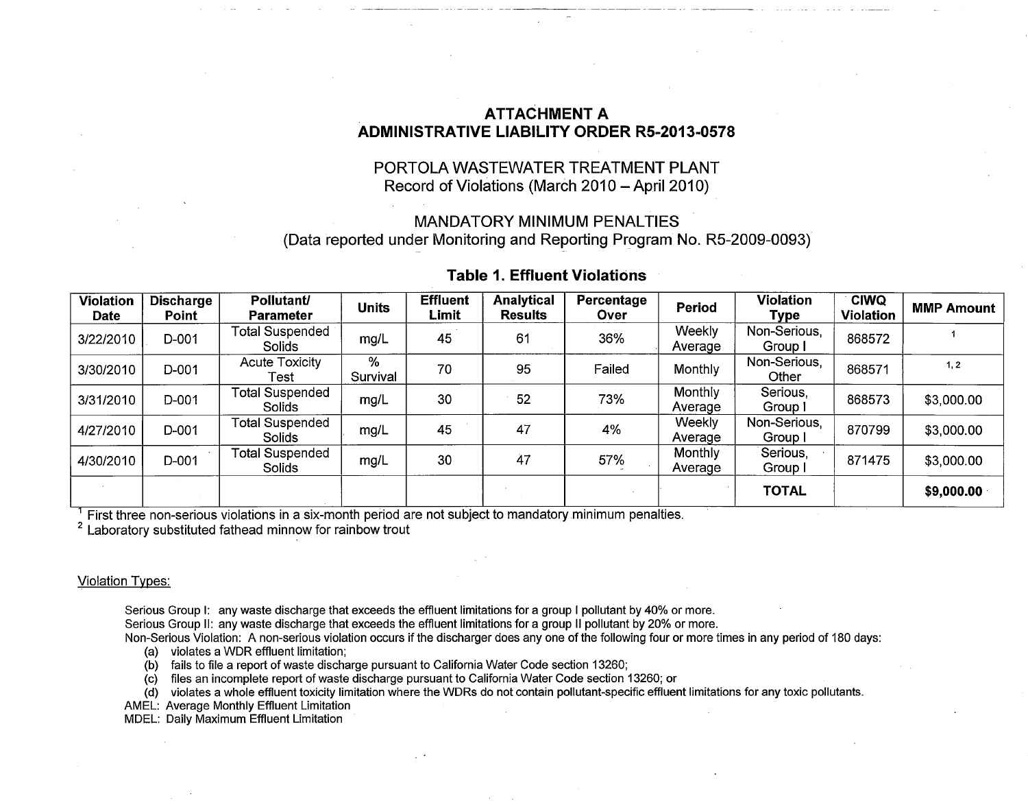# ATTACHMENT A
# ADMINISTRATIVE LIABILITY ORDER R5-2013-0578

## PORTOLA WASTEWATER TREATMENT PLANT
Record of Violations (March 2010 – April 2010)

## MANDATORY MINIMUM PENALTIES
(Data reported under Monitoring and Reporting Program No. R5-2009-0093)

### Table 1. Effluent Violations

| Violation Date | Discharge Point | Pollutant/ Parameter | Units | Effluent Limit | Analytical Results | Percentage Over | Period | Violation Type | CIWQ Violation | MMP Amount |
|---|---|---|---|---|---|---|---|---|---|---|
| 3/22/2010 | D-001 | Total Suspended Solids | mg/L | 45 | 61 | 36% | Weekly Average | Non-Serious, Group I | 868572 | [1] |
| 3/30/2010 | D-001 | Acute Toxicity Test | % Survival | 70 | 95 | Failed | Monthly | Non-Serious, Other | 868571 | [1, 2] |
| 3/31/2010 | D-001 | Total Suspended Solids | mg/L | 30 | 52 | 73% | Monthly Average | Serious, Group I | 868573 | $3,000.00 |
| 4/27/2010 | D-001 | Total Suspended Solids | mg/L | 45 | 47 | 4% | Weekly Average | Non-Serious, Group I | 870799 | $3,000.00 |
| 4/30/2010 | D-001 | Total Suspended Solids | mg/L | 30 | 47 | 57% | Monthly Average | Serious, Group I | 871475 | $3,000.00 |
| | | | | | | | | **TOTAL** | | **$9,000.00** |

[1] First three non-serious violations in a six-month period are not subject to mandatory minimum penalties.
[2] Laboratory substituted fathead minnow for rainbow trout

Violation Types:

Serious Group I: any waste discharge that exceeds the effluent limitations for a group I pollutant by 40% or more.
Serious Group II: any waste discharge that exceeds the effluent limitations for a group II pollutant by 20% or more.
Non-Serious Violation: A non-serious violation occurs if the discharger does any one of the following four or more times in any period of 180 days:

(a) violates a WDR effluent limitation;
(b) fails to file a report of waste discharge pursuant to California Water Code section 13260;
(c) files an incomplete report of waste discharge pursuant to California Water Code section 13260; or
(d) violates a whole effluent toxicity limitation where the WDRs do not contain pollutant-specific effluent limitations for any toxic pollutants.

AMEL: Average Monthly Effluent Limitation
MDEL: Daily Maximum Effluent Limitation